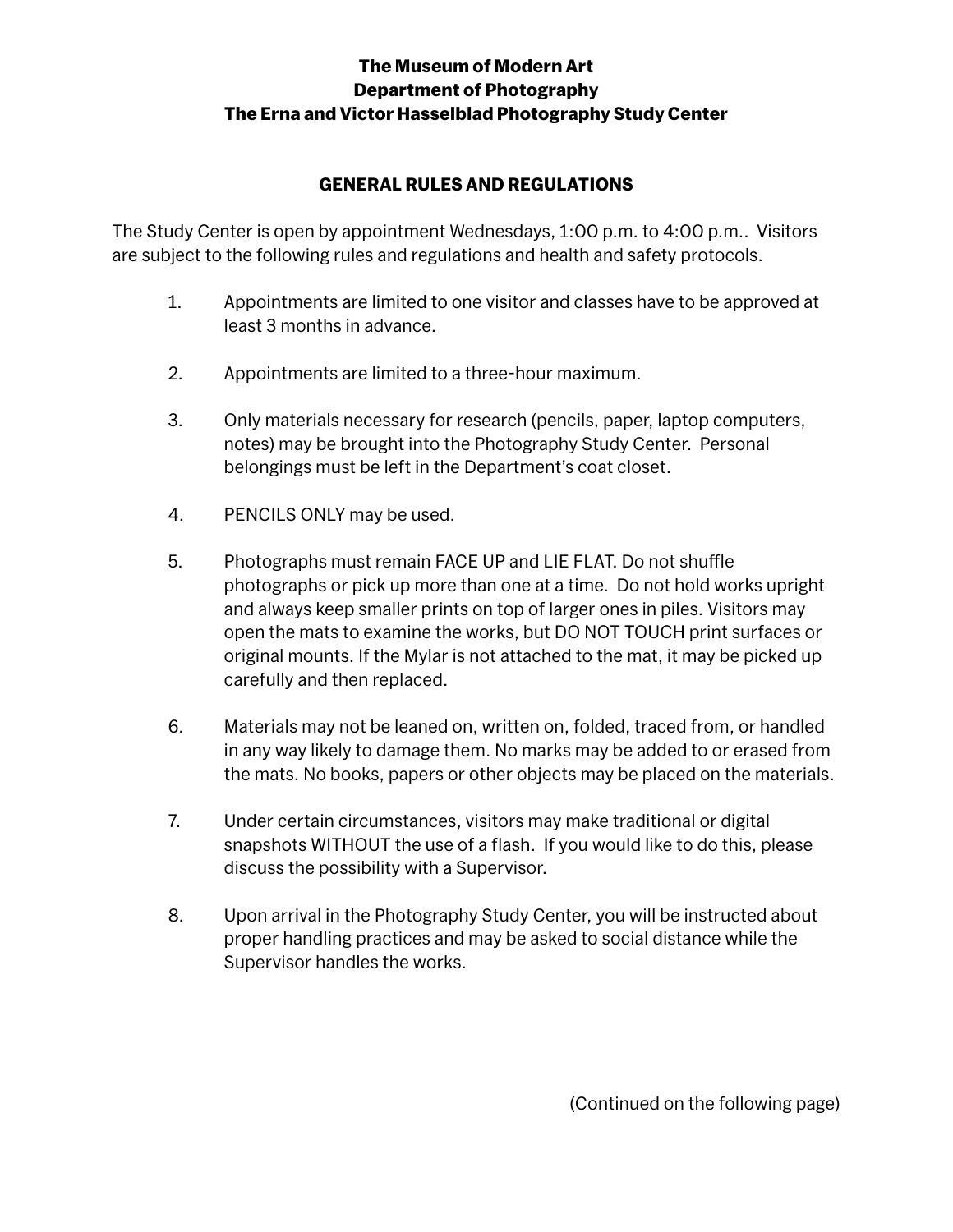**The Museum of Modern Art**
**Department of Photography**
**The Erna and Victor Hasselblad Photography Study Center**

## GENERAL RULES AND REGULATIONS

The Study Center is open by appointment Wednesdays, 1:00 p.m. to 4:00 p.m.. Visitors are subject to the following rules and regulations and health and safety protocols.

1. Appointments are limited to one visitor and classes have to be approved at least 3 months in advance.

2. Appointments are limited to a three-hour maximum.

3. Only materials necessary for research (pencils, paper, laptop computers, notes) may be brought into the Photography Study Center. Personal belongings must be left in the Department's coat closet.

4. PENCILS ONLY may be used.

5. Photographs must remain FACE UP and LIE FLAT. Do not shuffle photographs or pick up more than one at a time. Do not hold works upright and always keep smaller prints on top of larger ones in piles. Visitors may open the mats to examine the works, but DO NOT TOUCH print surfaces or original mounts. If the Mylar is not attached to the mat, it may be picked up carefully and then replaced.

6. Materials may not be leaned on, written on, folded, traced from, or handled in any way likely to damage them. No marks may be added to or erased from the mats. No books, papers or other objects may be placed on the materials.

7. Under certain circumstances, visitors may make traditional or digital snapshots WITHOUT the use of a flash. If you would like to do this, please discuss the possibility with a Supervisor.

8. Upon arrival in the Photography Study Center, you will be instructed about proper handling practices and may be asked to social distance while the Supervisor handles the works.

(Continued on the following page)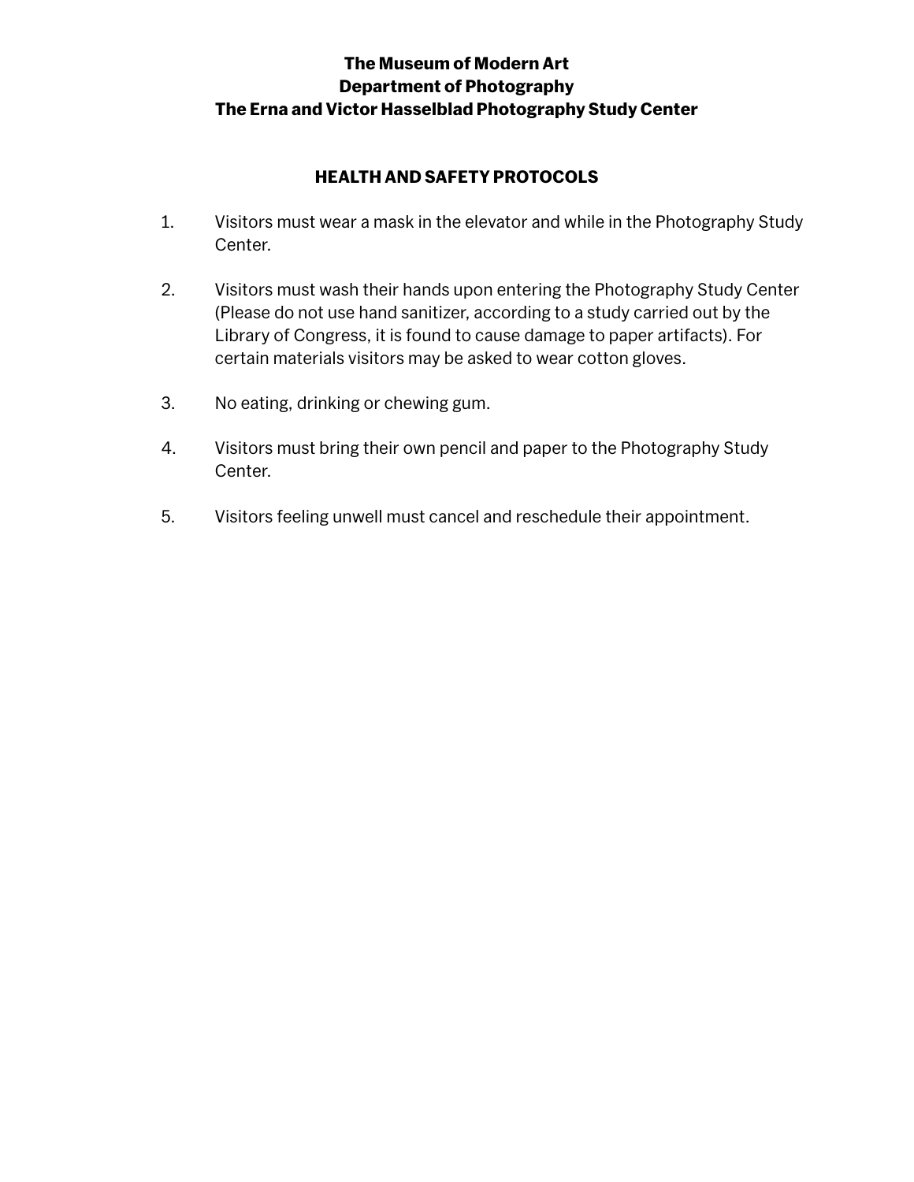**The Museum of Modern Art**
**Department of Photography**
**The Erna and Victor Hasselblad Photography Study Center**

## HEALTH AND SAFETY PROTOCOLS

1. Visitors must wear a mask in the elevator and while in the Photography Study Center.

2. Visitors must wash their hands upon entering the Photography Study Center (Please do not use hand sanitizer, according to a study carried out by the Library of Congress, it is found to cause damage to paper artifacts). For certain materials visitors may be asked to wear cotton gloves.

3. No eating, drinking or chewing gum.

4. Visitors must bring their own pencil and paper to the Photography Study Center.

5. Visitors feeling unwell must cancel and reschedule their appointment.